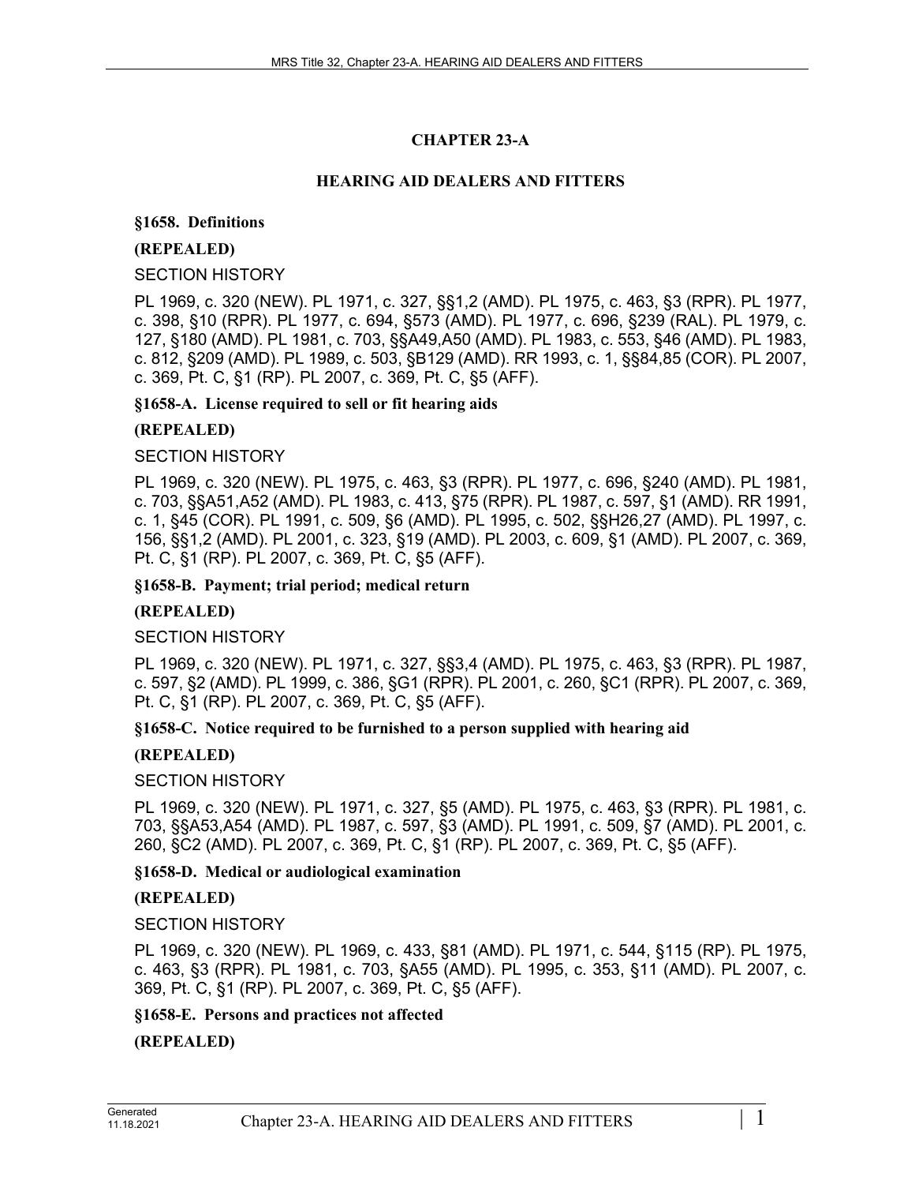# CHAPTER 23-A

## HEARING AID DEALERS AND FITTERS

**§1658. Definitions**

**(REPEALED)**

SECTION HISTORY

PL 1969, c. 320 (NEW). PL 1971, c. 327, §§1,2 (AMD). PL 1975, c. 463, §3 (RPR). PL 1977, c. 398, §10 (RPR). PL 1977, c. 694, §573 (AMD). PL 1977, c. 696, §239 (RAL). PL 1979, c. 127, §180 (AMD). PL 1981, c. 703, §§A49,A50 (AMD). PL 1983, c. 553, §46 (AMD). PL 1983, c. 812, §209 (AMD). PL 1989, c. 503, §B129 (AMD). RR 1993, c. 1, §§84,85 (COR). PL 2007, c. 369, Pt. C, §1 (RP). PL 2007, c. 369, Pt. C, §5 (AFF).

**§1658-A. License required to sell or fit hearing aids**

**(REPEALED)**

SECTION HISTORY

PL 1969, c. 320 (NEW). PL 1975, c. 463, §3 (RPR). PL 1977, c. 696, §240 (AMD). PL 1981, c. 703, §§A51,A52 (AMD). PL 1983, c. 413, §75 (RPR). PL 1987, c. 597, §1 (AMD). RR 1991, c. 1, §45 (COR). PL 1991, c. 509, §6 (AMD). PL 1995, c. 502, §§H26,27 (AMD). PL 1997, c. 156, §§1,2 (AMD). PL 2001, c. 323, §19 (AMD). PL 2003, c. 609, §1 (AMD). PL 2007, c. 369, Pt. C, §1 (RP). PL 2007, c. 369, Pt. C, §5 (AFF).

**§1658-B. Payment; trial period; medical return**

**(REPEALED)**

SECTION HISTORY

PL 1969, c. 320 (NEW). PL 1971, c. 327, §§3,4 (AMD). PL 1975, c. 463, §3 (RPR). PL 1987, c. 597, §2 (AMD). PL 1999, c. 386, §G1 (RPR). PL 2001, c. 260, §C1 (RPR). PL 2007, c. 369, Pt. C, §1 (RP). PL 2007, c. 369, Pt. C, §5 (AFF).

**§1658-C. Notice required to be furnished to a person supplied with hearing aid**

**(REPEALED)**

SECTION HISTORY

PL 1969, c. 320 (NEW). PL 1971, c. 327, §5 (AMD). PL 1975, c. 463, §3 (RPR). PL 1981, c. 703, §§A53,A54 (AMD). PL 1987, c. 597, §3 (AMD). PL 1991, c. 509, §7 (AMD). PL 2001, c. 260, §C2 (AMD). PL 2007, c. 369, Pt. C, §1 (RP). PL 2007, c. 369, Pt. C, §5 (AFF).

**§1658-D. Medical or audiological examination**

**(REPEALED)**

SECTION HISTORY

PL 1969, c. 320 (NEW). PL 1969, c. 433, §81 (AMD). PL 1971, c. 544, §115 (RP). PL 1975, c. 463, §3 (RPR). PL 1981, c. 703, §A55 (AMD). PL 1995, c. 353, §11 (AMD). PL 2007, c. 369, Pt. C, §1 (RP). PL 2007, c. 369, Pt. C, §5 (AFF).

**§1658-E. Persons and practices not affected**

**(REPEALED)**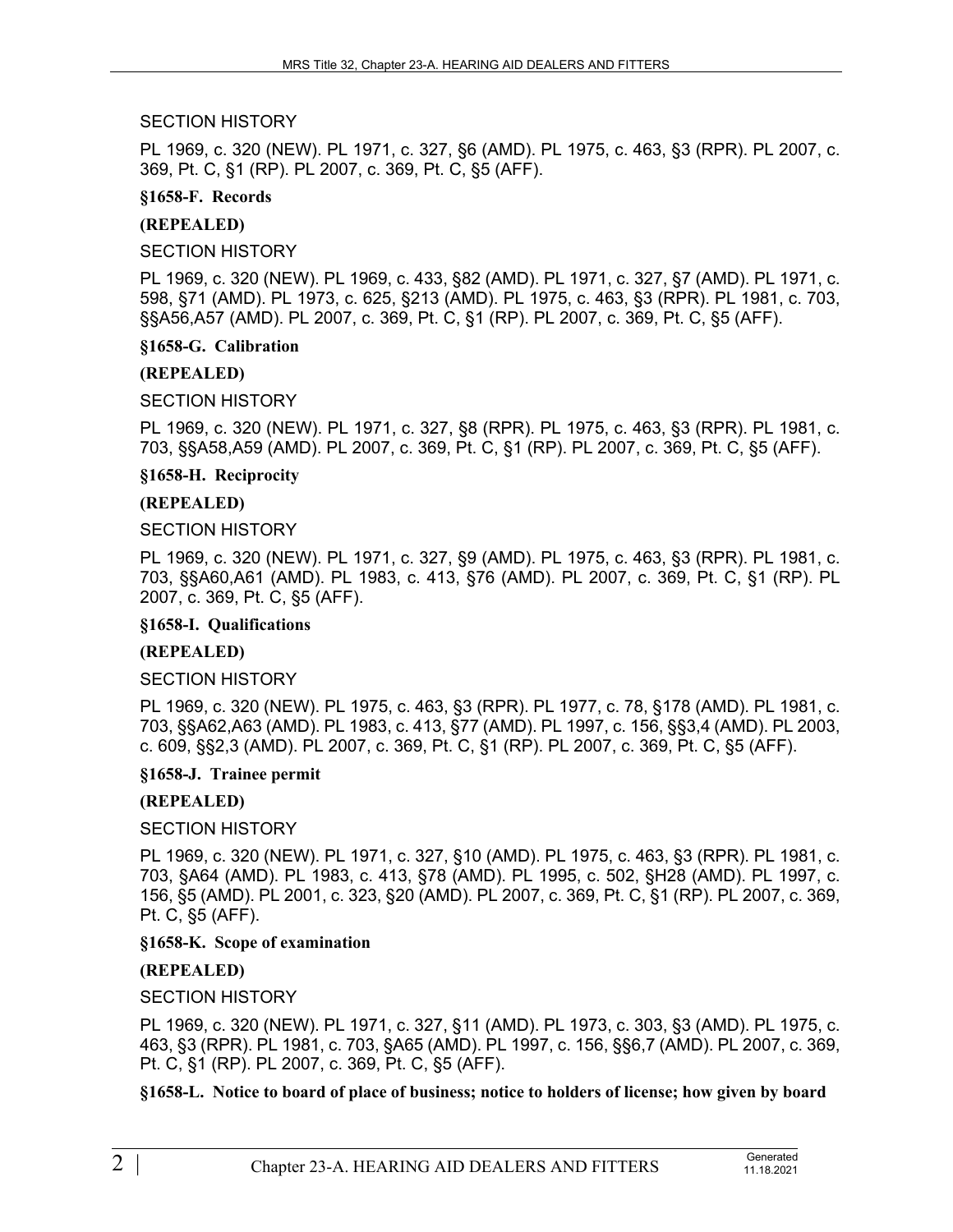SECTION HISTORY

PL 1969, c. 320 (NEW). PL 1971, c. 327, §6 (AMD). PL 1975, c. 463, §3 (RPR). PL 2007, c. 369, Pt. C, §1 (RP). PL 2007, c. 369, Pt. C, §5 (AFF).

**§1658-F. Records**

**(REPEALED)**

SECTION HISTORY

PL 1969, c. 320 (NEW). PL 1969, c. 433, §82 (AMD). PL 1971, c. 327, §7 (AMD). PL 1971, c. 598, §71 (AMD). PL 1973, c. 625, §213 (AMD). PL 1975, c. 463, §3 (RPR). PL 1981, c. 703, §§A56,A57 (AMD). PL 2007, c. 369, Pt. C, §1 (RP). PL 2007, c. 369, Pt. C, §5 (AFF).

**§1658-G. Calibration**

**(REPEALED)**

SECTION HISTORY

PL 1969, c. 320 (NEW). PL 1971, c. 327, §8 (RPR). PL 1975, c. 463, §3 (RPR). PL 1981, c. 703, §§A58,A59 (AMD). PL 2007, c. 369, Pt. C, §1 (RP). PL 2007, c. 369, Pt. C, §5 (AFF).

**§1658-H. Reciprocity**

**(REPEALED)**

SECTION HISTORY

PL 1969, c. 320 (NEW). PL 1971, c. 327, §9 (AMD). PL 1975, c. 463, §3 (RPR). PL 1981, c. 703, §§A60,A61 (AMD). PL 1983, c. 413, §76 (AMD). PL 2007, c. 369, Pt. C, §1 (RP). PL 2007, c. 369, Pt. C, §5 (AFF).

**§1658-I. Qualifications**

**(REPEALED)**

SECTION HISTORY

PL 1969, c. 320 (NEW). PL 1975, c. 463, §3 (RPR). PL 1977, c. 78, §178 (AMD). PL 1981, c. 703, §§A62,A63 (AMD). PL 1983, c. 413, §77 (AMD). PL 1997, c. 156, §§3,4 (AMD). PL 2003, c. 609, §§2,3 (AMD). PL 2007, c. 369, Pt. C, §1 (RP). PL 2007, c. 369, Pt. C, §5 (AFF).

**§1658-J. Trainee permit**

**(REPEALED)**

SECTION HISTORY

PL 1969, c. 320 (NEW). PL 1971, c. 327, §10 (AMD). PL 1975, c. 463, §3 (RPR). PL 1981, c. 703, §A64 (AMD). PL 1983, c. 413, §78 (AMD). PL 1995, c. 502, §H28 (AMD). PL 1997, c. 156, §5 (AMD). PL 2001, c. 323, §20 (AMD). PL 2007, c. 369, Pt. C, §1 (RP). PL 2007, c. 369, Pt. C, §5 (AFF).

**§1658-K. Scope of examination**

**(REPEALED)**

SECTION HISTORY

PL 1969, c. 320 (NEW). PL 1971, c. 327, §11 (AMD). PL 1973, c. 303, §3 (AMD). PL 1975, c. 463, §3 (RPR). PL 1981, c. 703, §A65 (AMD). PL 1997, c. 156, §§6,7 (AMD). PL 2007, c. 369, Pt. C, §1 (RP). PL 2007, c. 369, Pt. C, §5 (AFF).

**§1658-L. Notice to board of place of business; notice to holders of license; how given by board**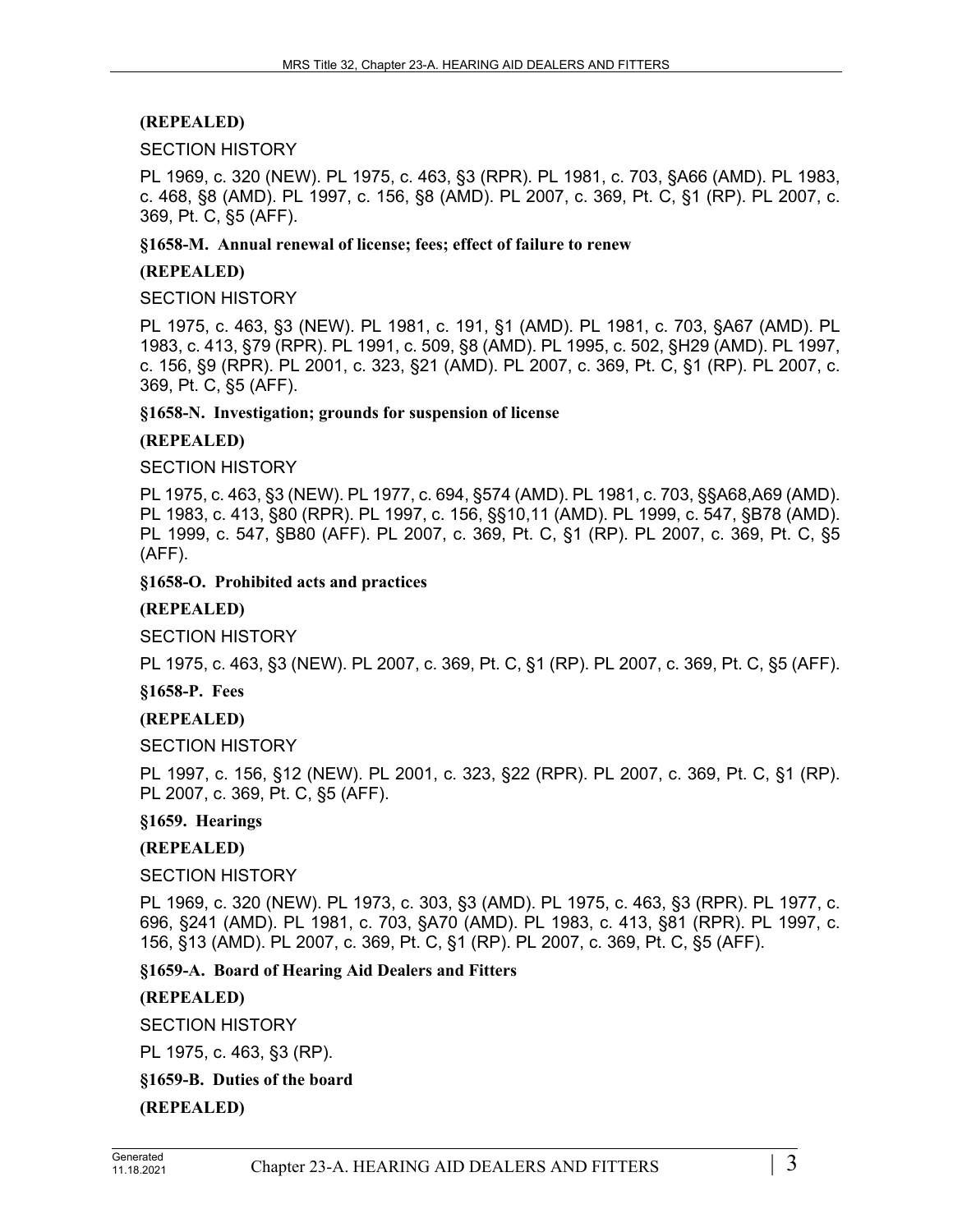**(REPEALED)**

SECTION HISTORY

PL 1969, c. 320 (NEW). PL 1975, c. 463, §3 (RPR). PL 1981, c. 703, §A66 (AMD). PL 1983, c. 468, §8 (AMD). PL 1997, c. 156, §8 (AMD). PL 2007, c. 369, Pt. C, §1 (RP). PL 2007, c. 369, Pt. C, §5 (AFF).

**§1658-M. Annual renewal of license; fees; effect of failure to renew**

**(REPEALED)**

SECTION HISTORY

PL 1975, c. 463, §3 (NEW). PL 1981, c. 191, §1 (AMD). PL 1981, c. 703, §A67 (AMD). PL 1983, c. 413, §79 (RPR). PL 1991, c. 509, §8 (AMD). PL 1995, c. 502, §H29 (AMD). PL 1997, c. 156, §9 (RPR). PL 2001, c. 323, §21 (AMD). PL 2007, c. 369, Pt. C, §1 (RP). PL 2007, c. 369, Pt. C, §5 (AFF).

**§1658-N. Investigation; grounds for suspension of license**

**(REPEALED)**

SECTION HISTORY

PL 1975, c. 463, §3 (NEW). PL 1977, c. 694, §574 (AMD). PL 1981, c. 703, §§A68,A69 (AMD). PL 1983, c. 413, §80 (RPR). PL 1997, c. 156, §§10,11 (AMD). PL 1999, c. 547, §B78 (AMD). PL 1999, c. 547, §B80 (AFF). PL 2007, c. 369, Pt. C, §1 (RP). PL 2007, c. 369, Pt. C, §5 (AFF).

**§1658-O. Prohibited acts and practices**

**(REPEALED)**

SECTION HISTORY

PL 1975, c. 463, §3 (NEW). PL 2007, c. 369, Pt. C, §1 (RP). PL 2007, c. 369, Pt. C, §5 (AFF).

**§1658-P. Fees**

**(REPEALED)**

SECTION HISTORY

PL 1997, c. 156, §12 (NEW). PL 2001, c. 323, §22 (RPR). PL 2007, c. 369, Pt. C, §1 (RP). PL 2007, c. 369, Pt. C, §5 (AFF).

**§1659. Hearings**

**(REPEALED)**

SECTION HISTORY

PL 1969, c. 320 (NEW). PL 1973, c. 303, §3 (AMD). PL 1975, c. 463, §3 (RPR). PL 1977, c. 696, §241 (AMD). PL 1981, c. 703, §A70 (AMD). PL 1983, c. 413, §81 (RPR). PL 1997, c. 156, §13 (AMD). PL 2007, c. 369, Pt. C, §1 (RP). PL 2007, c. 369, Pt. C, §5 (AFF).

**§1659-A. Board of Hearing Aid Dealers and Fitters**

**(REPEALED)**

SECTION HISTORY

PL 1975, c. 463, §3 (RP).

**§1659-B. Duties of the board**

**(REPEALED)**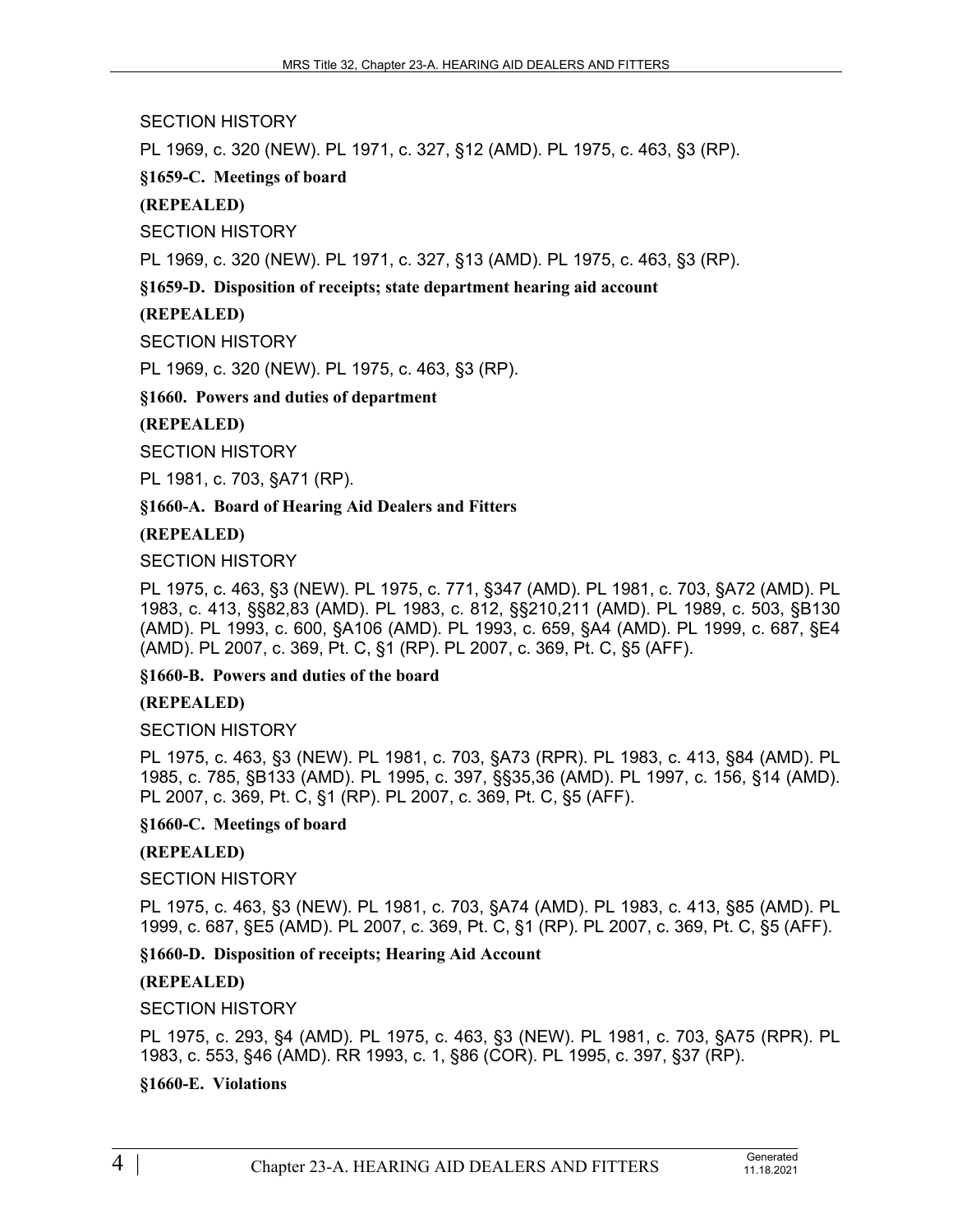SECTION HISTORY

PL 1969, c. 320 (NEW). PL 1971, c. 327, §12 (AMD). PL 1975, c. 463, §3 (RP).

**§1659-C. Meetings of board**

**(REPEALED)**

SECTION HISTORY

PL 1969, c. 320 (NEW). PL 1971, c. 327, §13 (AMD). PL 1975, c. 463, §3 (RP).

**§1659-D. Disposition of receipts; state department hearing aid account**

**(REPEALED)**

SECTION HISTORY

PL 1969, c. 320 (NEW). PL 1975, c. 463, §3 (RP).

**§1660. Powers and duties of department**

**(REPEALED)**

SECTION HISTORY

PL 1981, c. 703, §A71 (RP).

**§1660-A. Board of Hearing Aid Dealers and Fitters**

**(REPEALED)**

SECTION HISTORY

PL 1975, c. 463, §3 (NEW). PL 1975, c. 771, §347 (AMD). PL 1981, c. 703, §A72 (AMD). PL 1983, c. 413, §§82,83 (AMD). PL 1983, c. 812, §§210,211 (AMD). PL 1989, c. 503, §B130 (AMD). PL 1993, c. 600, §A106 (AMD). PL 1993, c. 659, §A4 (AMD). PL 1999, c. 687, §E4 (AMD). PL 2007, c. 369, Pt. C, §1 (RP). PL 2007, c. 369, Pt. C, §5 (AFF).

**§1660-B. Powers and duties of the board**

**(REPEALED)**

SECTION HISTORY

PL 1975, c. 463, §3 (NEW). PL 1981, c. 703, §A73 (RPR). PL 1983, c. 413, §84 (AMD). PL 1985, c. 785, §B133 (AMD). PL 1995, c. 397, §§35,36 (AMD). PL 1997, c. 156, §14 (AMD). PL 2007, c. 369, Pt. C, §1 (RP). PL 2007, c. 369, Pt. C, §5 (AFF).

**§1660-C. Meetings of board**

**(REPEALED)**

SECTION HISTORY

PL 1975, c. 463, §3 (NEW). PL 1981, c. 703, §A74 (AMD). PL 1983, c. 413, §85 (AMD). PL 1999, c. 687, §E5 (AMD). PL 2007, c. 369, Pt. C, §1 (RP). PL 2007, c. 369, Pt. C, §5 (AFF).

**§1660-D. Disposition of receipts; Hearing Aid Account**

**(REPEALED)**

SECTION HISTORY

PL 1975, c. 293, §4 (AMD). PL 1975, c. 463, §3 (NEW). PL 1981, c. 703, §A75 (RPR). PL 1983, c. 553, §46 (AMD). RR 1993, c. 1, §86 (COR). PL 1995, c. 397, §37 (RP).

**§1660-E. Violations**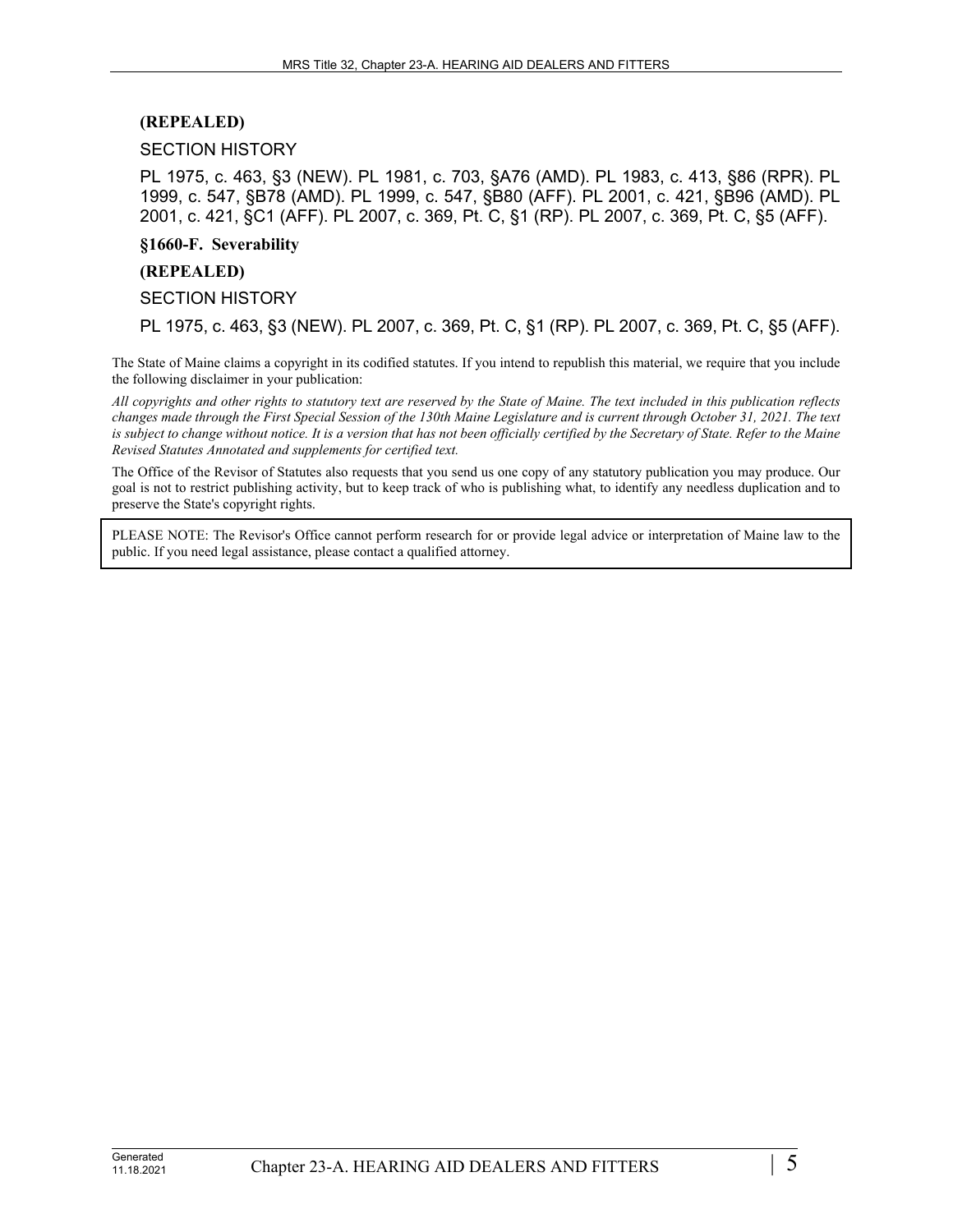**(REPEALED)**

SECTION HISTORY

PL 1975, c. 463, §3 (NEW). PL 1981, c. 703, §A76 (AMD). PL 1983, c. 413, §86 (RPR). PL 1999, c. 547, §B78 (AMD). PL 1999, c. 547, §B80 (AFF). PL 2001, c. 421, §B96 (AMD). PL 2001, c. 421, §C1 (AFF). PL 2007, c. 369, Pt. C, §1 (RP). PL 2007, c. 369, Pt. C, §5 (AFF).

**§1660-F. Severability**

**(REPEALED)**

SECTION HISTORY

PL 1975, c. 463, §3 (NEW). PL 2007, c. 369, Pt. C, §1 (RP). PL 2007, c. 369, Pt. C, §5 (AFF).

The State of Maine claims a copyright in its codified statutes. If you intend to republish this material, we require that you include the following disclaimer in your publication:

*All copyrights and other rights to statutory text are reserved by the State of Maine. The text included in this publication reflects changes made through the First Special Session of the 130th Maine Legislature and is current through October 31, 2021. The text is subject to change without notice. It is a version that has not been officially certified by the Secretary of State. Refer to the Maine Revised Statutes Annotated and supplements for certified text.*

The Office of the Revisor of Statutes also requests that you send us one copy of any statutory publication you may produce. Our goal is not to restrict publishing activity, but to keep track of who is publishing what, to identify any needless duplication and to preserve the State's copyright rights.

PLEASE NOTE: The Revisor's Office cannot perform research for or provide legal advice or interpretation of Maine law to the public. If you need legal assistance, please contact a qualified attorney.